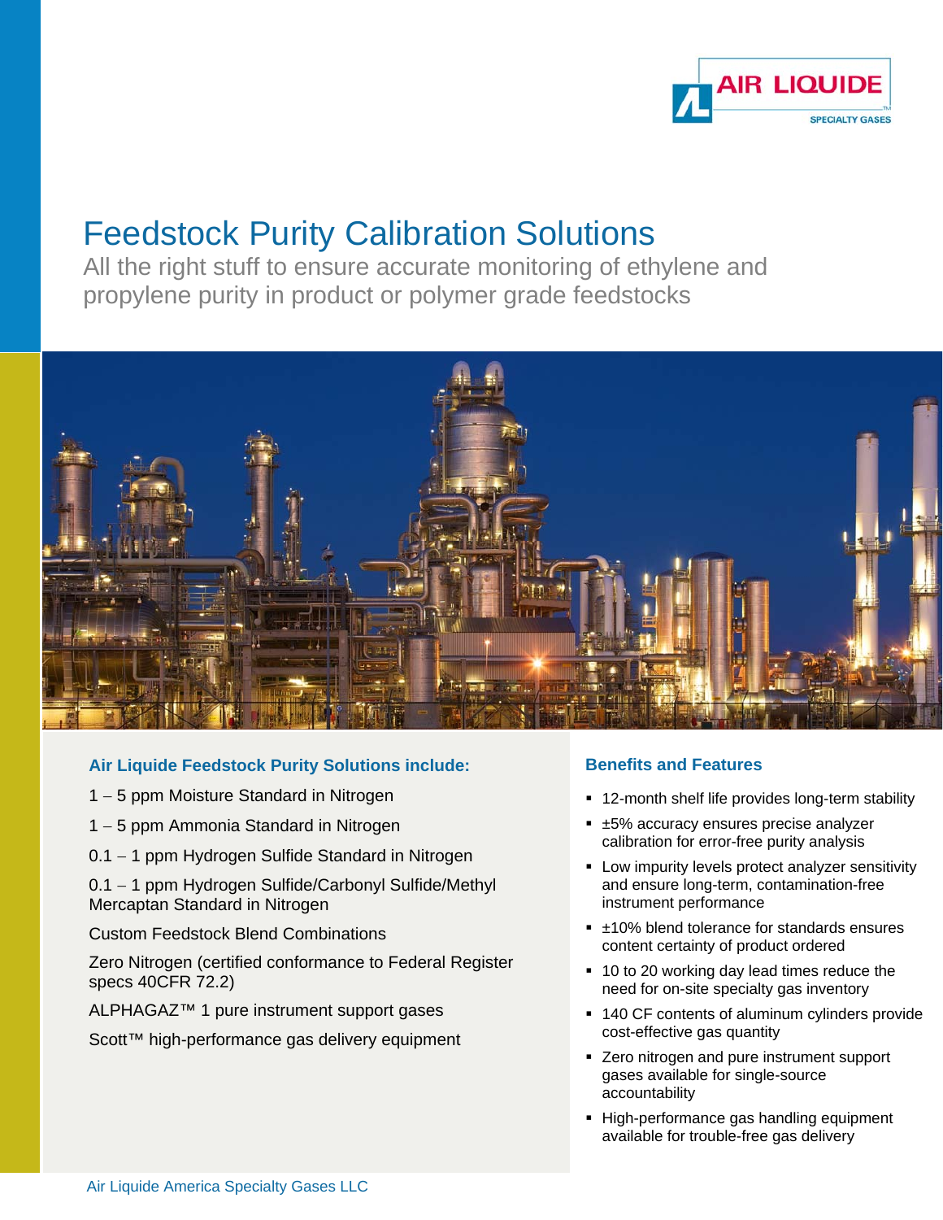AIR LIQUIDE
SPECIALTY GASES

# Feedstock Purity Calibration Solutions

All the right stuff to ensure accurate monitoring of ethylene and propylene purity in product or polymer grade feedstocks

## Air Liquide Feedstock Purity Solutions include:

1 – 5 ppm Moisture Standard in Nitrogen

1 – 5 ppm Ammonia Standard in Nitrogen

0.1 – 1 ppm Hydrogen Sulfide Standard in Nitrogen

0.1 – 1 ppm Hydrogen Sulfide/Carbonyl Sulfide/Methyl Mercaptan Standard in Nitrogen

Custom Feedstock Blend Combinations

Zero Nitrogen (certified conformance to Federal Register specs 40CFR 72.2)

ALPHAGAZ™ 1 pure instrument support gases

Scott™ high-performance gas delivery equipment

## Benefits and Features

- 12-month shelf life provides long-term stability
- ±5% accuracy ensures precise analyzer calibration for error-free purity analysis
- Low impurity levels protect analyzer sensitivity and ensure long-term, contamination-free instrument performance
- ±10% blend tolerance for standards ensures content certainty of product ordered
- 10 to 20 working day lead times reduce the need for on-site specialty gas inventory
- 140 CF contents of aluminum cylinders provide cost-effective gas quantity
- Zero nitrogen and pure instrument support gases available for single-source accountability
- High-performance gas handling equipment available for trouble-free gas delivery

Air Liquide America Specialty Gases LLC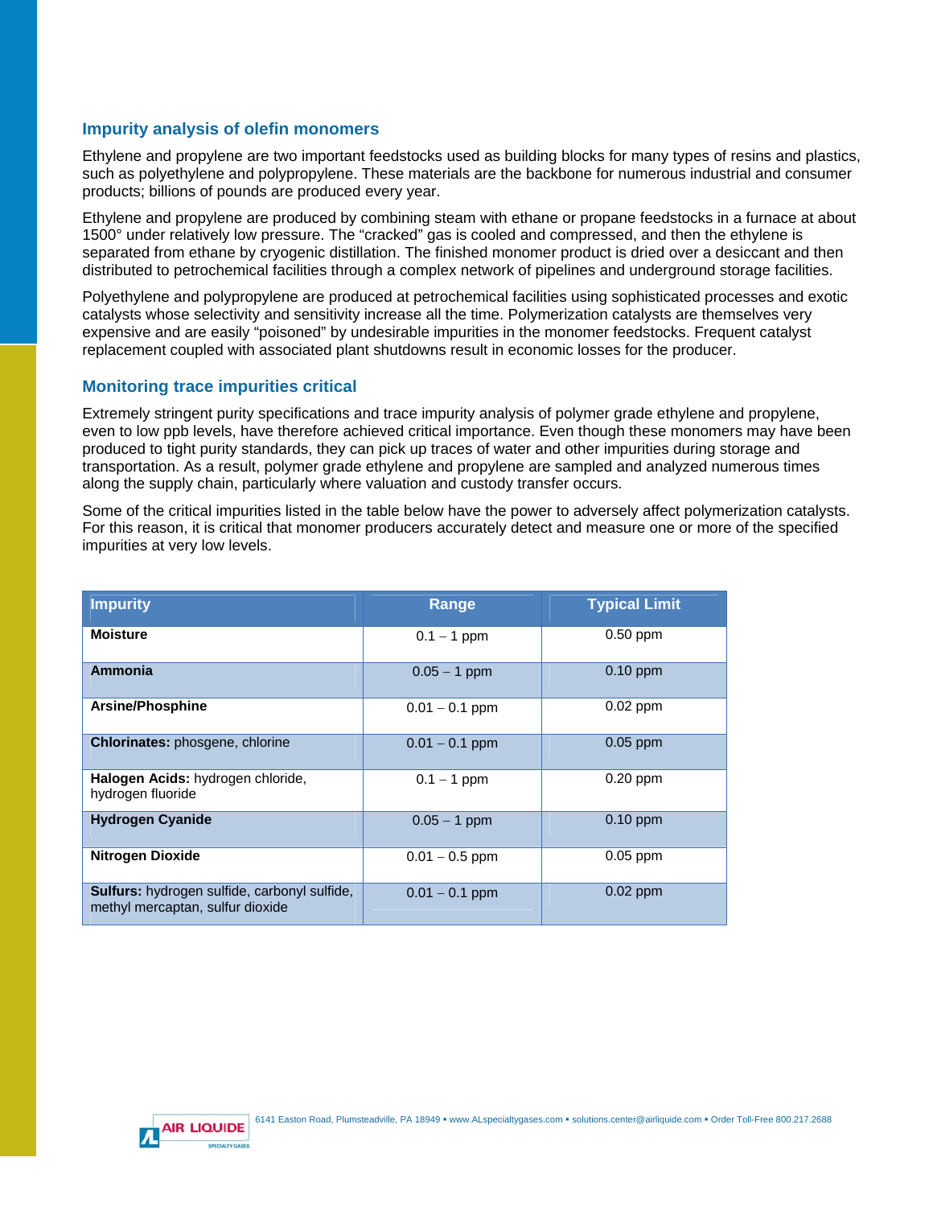## Impurity analysis of olefin monomers

Ethylene and propylene are two important feedstocks used as building blocks for many types of resins and plastics, such as polyethylene and polypropylene. These materials are the backbone for numerous industrial and consumer products; billions of pounds are produced every year.

Ethylene and propylene are produced by combining steam with ethane or propane feedstocks in a furnace at about 1500° under relatively low pressure. The "cracked" gas is cooled and compressed, and then the ethylene is separated from ethane by cryogenic distillation. The finished monomer product is dried over a desiccant and then distributed to petrochemical facilities through a complex network of pipelines and underground storage facilities.

Polyethylene and polypropylene are produced at petrochemical facilities using sophisticated processes and exotic catalysts whose selectivity and sensitivity increase all the time. Polymerization catalysts are themselves very expensive and are easily "poisoned" by undesirable impurities in the monomer feedstocks. Frequent catalyst replacement coupled with associated plant shutdowns result in economic losses for the producer.

## Monitoring trace impurities critical

Extremely stringent purity specifications and trace impurity analysis of polymer grade ethylene and propylene, even to low ppb levels, have therefore achieved critical importance. Even though these monomers may have been produced to tight purity standards, they can pick up traces of water and other impurities during storage and transportation. As a result, polymer grade ethylene and propylene are sampled and analyzed numerous times along the supply chain, particularly where valuation and custody transfer occurs.

Some of the critical impurities listed in the table below have the power to adversely affect polymerization catalysts. For this reason, it is critical that monomer producers accurately detect and measure one or more of the specified impurities at very low levels.

| Impurity | Range | Typical Limit |
|---|---|---|
| **Moisture** | 0.1 – 1 ppm | 0.50 ppm |
| **Ammonia** | 0.05 – 1 ppm | 0.10 ppm |
| **Arsine/Phosphine** | 0.01 – 0.1 ppm | 0.02 ppm |
| **Chlorinates:** phosgene, chlorine | 0.01 – 0.1 ppm | 0.05 ppm |
| **Halogen Acids:** hydrogen chloride, hydrogen fluoride | 0.1 – 1 ppm | 0.20 ppm |
| **Hydrogen Cyanide** | 0.05 – 1 ppm | 0.10 ppm |
| **Nitrogen Dioxide** | 0.01 – 0.5 ppm | 0.05 ppm |
| **Sulfurs:** hydrogen sulfide, carbonyl sulfide, methyl mercaptan, sulfur dioxide | 0.01 – 0.1 ppm | 0.02 ppm |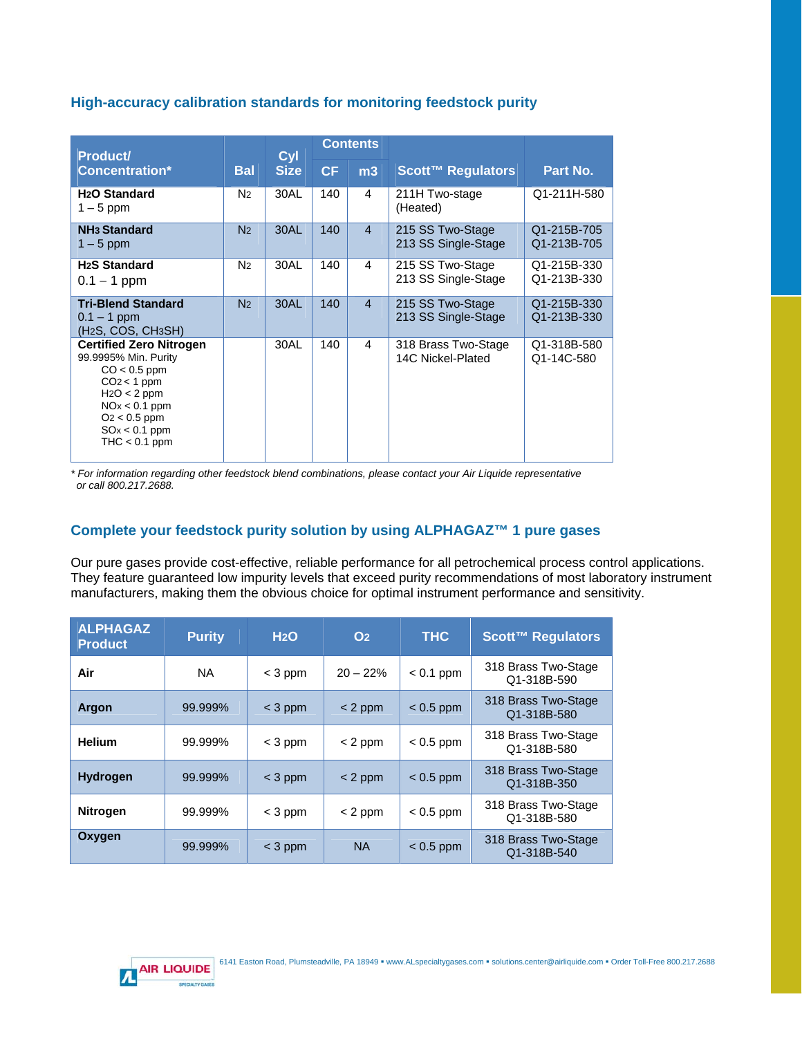## High-accuracy calibration standards for monitoring feedstock purity

| Product/ Concentration* | Bal | Cyl Size | Contents | | Scott™ Regulators | Part No. |
|---|---|---|---|---|---|---|
| | | | CF | m3 | | |
| **$H_2O$ Standard** 1 – 5 ppm | $N_2$ | 30AL | 140 | 4 | 211H Two-stage (Heated) | Q1-211H-580 |
| **$NH_3$ Standard** 1 – 5 ppm | $N_2$ | 30AL | 140 | 4 | 215 SS Two-Stage<br>213 SS Single-Stage | Q1-215B-705<br>Q1-213B-705 |
| **$H_2S$ Standard** 0.1 – 1 ppm | $N_2$ | 30AL | 140 | 4 | 215 SS Two-Stage<br>213 SS Single-Stage | Q1-215B-330<br>Q1-213B-330 |
| **Tri-Blend Standard** 0.1 – 1 ppm ($H_2S$, COS, $CH_3SH$) | $N_2$ | 30AL | 140 | 4 | 215 SS Two-Stage<br>213 SS Single-Stage | Q1-215B-330<br>Q1-213B-330 |
| **Certified Zero Nitrogen** 99.9995% Min. Purity<br>CO < 0.5 ppm<br>$CO_2$ < 1 ppm<br>$H_2O$ < 2 ppm<br>$NO_x$ < 0.1 ppm<br>$O_2$ < 0.5 ppm<br>$SO_x$ < 0.1 ppm<br>THC < 0.1 ppm | | 30AL | 140 | 4 | 318 Brass Two-Stage<br>14C Nickel-Plated | Q1-318B-580<br>Q1-14C-580 |

*\* For information regarding other feedstock blend combinations, please contact your Air Liquide representative or call 800.217.2688.*

## Complete your feedstock purity solution by using ALPHAGAZ™ 1 pure gases

Our pure gases provide cost-effective, reliable performance for all petrochemical process control applications. They feature guaranteed low impurity levels that exceed purity recommendations of most laboratory instrument manufacturers, making them the obvious choice for optimal instrument performance and sensitivity.

| ALPHAGAZ Product | Purity | $H_2O$ | $O_2$ | THC | Scott™ Regulators |
|---|---|---|---|---|---|
| **Air** | NA | < 3 ppm | 20 – 22% | < 0.1 ppm | 318 Brass Two-Stage<br>Q1-318B-590 |
| **Argon** | 99.999% | < 3 ppm | < 2 ppm | < 0.5 ppm | 318 Brass Two-Stage<br>Q1-318B-580 |
| **Helium** | 99.999% | < 3 ppm | < 2 ppm | < 0.5 ppm | 318 Brass Two-Stage<br>Q1-318B-580 |
| **Hydrogen** | 99.999% | < 3 ppm | < 2 ppm | < 0.5 ppm | 318 Brass Two-Stage<br>Q1-318B-350 |
| **Nitrogen** | 99.999% | < 3 ppm | < 2 ppm | < 0.5 ppm | 318 Brass Two-Stage<br>Q1-318B-580 |
| **Oxygen** | 99.999% | < 3 ppm | NA | < 0.5 ppm | 318 Brass Two-Stage<br>Q1-318B-540 |

AIR LIQUIDE SPECIALTY GASES

6141 Easton Road, Plumsteadville, PA 18949 ▪ www.ALspecialtygases.com ▪ solutions.center@airliquide.com ▪ Order Toll-Free 800.217.2688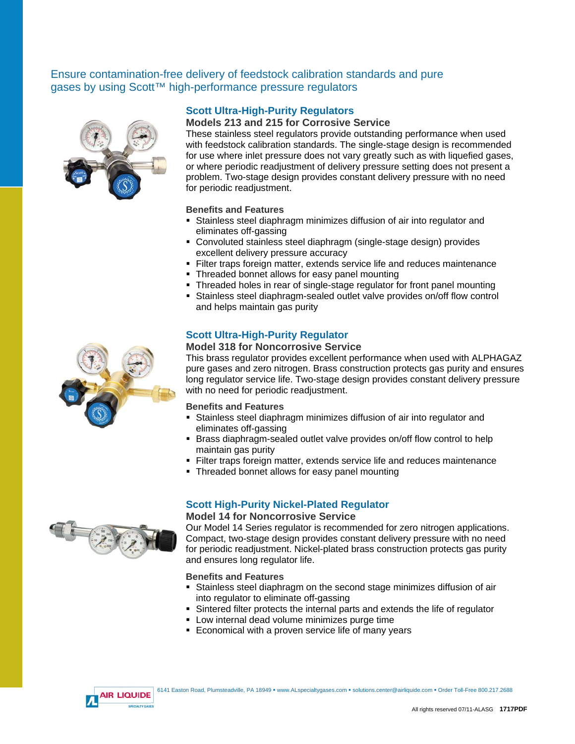Ensure contamination-free delivery of feedstock calibration standards and pure gases by using Scott™ high-performance pressure regulators

## Scott Ultra-High-Purity Regulators

### Models 213 and 215 for Corrosive Service

These stainless steel regulators provide outstanding performance when used with feedstock calibration standards. The single-stage design is recommended for use where inlet pressure does not vary greatly such as with liquefied gases, or where periodic readjustment of delivery pressure setting does not present a problem. Two-stage design provides constant delivery pressure with no need for periodic readjustment.

**Benefits and Features**

- Stainless steel diaphragm minimizes diffusion of air into regulator and eliminates off-gassing
- Convoluted stainless steel diaphragm (single-stage design) provides excellent delivery pressure accuracy
- Filter traps foreign matter, extends service life and reduces maintenance
- Threaded bonnet allows for easy panel mounting
- Threaded holes in rear of single-stage regulator for front panel mounting
- Stainless steel diaphragm-sealed outlet valve provides on/off flow control and helps maintain gas purity

## Scott Ultra-High-Purity Regulator

### Model 318 for Noncorrosive Service

This brass regulator provides excellent performance when used with ALPHAGAZ pure gases and zero nitrogen. Brass construction protects gas purity and ensures long regulator service life. Two-stage design provides constant delivery pressure with no need for periodic readjustment.

**Benefits and Features**

- Stainless steel diaphragm minimizes diffusion of air into regulator and eliminates off-gassing
- Brass diaphragm-sealed outlet valve provides on/off flow control to help maintain gas purity
- Filter traps foreign matter, extends service life and reduces maintenance
- Threaded bonnet allows for easy panel mounting

## Scott High-Purity Nickel-Plated Regulator

### Model 14 for Noncorrosive Service

Our Model 14 Series regulator is recommended for zero nitrogen applications. Compact, two-stage design provides constant delivery pressure with no need for periodic readjustment. Nickel-plated brass construction protects gas purity and ensures long regulator life.

**Benefits and Features**

- Stainless steel diaphragm on the second stage minimizes diffusion of air into regulator to eliminate off-gassing
- Sintered filter protects the internal parts and extends the life of regulator
- Low internal dead volume minimizes purge time
- Economical with a proven service life of many years

AIR LIQUIDE SPECIALTY GASES

6141 Easton Road, Plumsteadville, PA 18949 ▪ www.ALspecialtygases.com ▪ solutions.center@airliquide.com ▪ Order Toll-Free 800.217.2688

All rights reserved 07/11-ALASG **1717PDF**